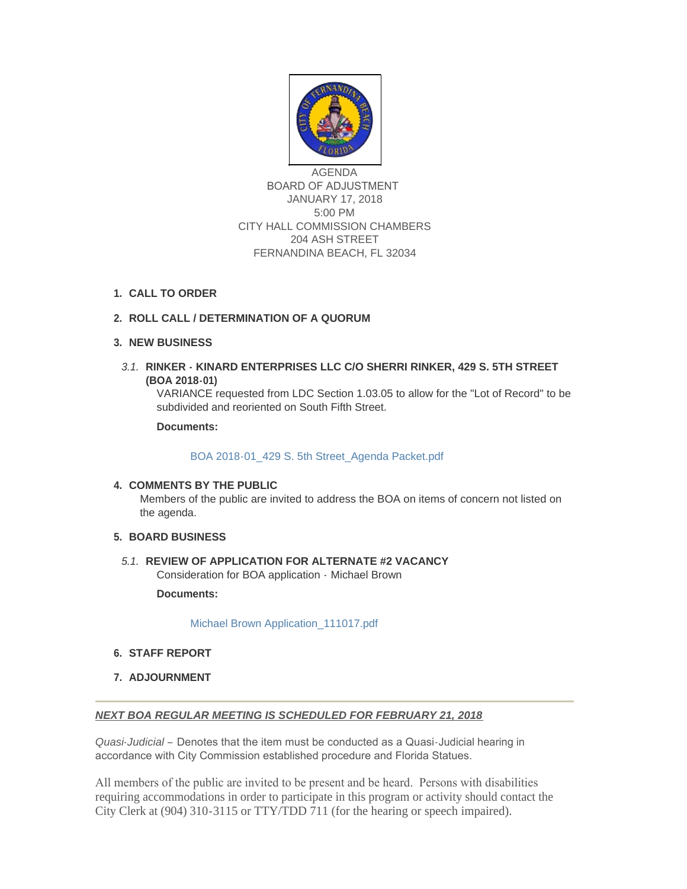AGENDA
BOARD OF ADJUSTMENT
JANUARY 17, 2018
5:00 PM
CITY HALL COMMISSION CHAMBERS
204 ASH STREET
FERNANDINA BEACH, FL 32034

1. **CALL TO ORDER**

2. **ROLL CALL / DETERMINATION OF A QUORUM**

3. **NEW BUSINESS**

   *3.1.* **RINKER - KINARD ENTERPRISES LLC C/O SHERRI RINKER, 429 S. 5TH STREET (BOA 2018-01)**
   VARIANCE requested from LDC Section 1.03.05 to allow for the "Lot of Record" to be subdivided and reoriented on South Fifth Street.

   **Documents:**

   BOA 2018-01_429 S. 5th Street_Agenda Packet.pdf

4. **COMMENTS BY THE PUBLIC**
   Members of the public are invited to address the BOA on items of concern not listed on the agenda.

5. **BOARD BUSINESS**

   *5.1.* **REVIEW OF APPLICATION FOR ALTERNATE #2 VACANCY**
   Consideration for BOA application - Michael Brown

   **Documents:**

   Michael Brown Application_111017.pdf

6. **STAFF REPORT**

7. **ADJOURNMENT**

---

***NEXT BOA REGULAR MEETING IS SCHEDULED FOR FEBRUARY 21, 2018***

*Quasi-Judicial* – Denotes that the item must be conducted as a Quasi-Judicial hearing in accordance with City Commission established procedure and Florida Statues.

All members of the public are invited to be present and be heard. Persons with disabilities requiring accommodations in order to participate in this program or activity should contact the City Clerk at (904) 310-3115 or TTY/TDD 711 (for the hearing or speech impaired).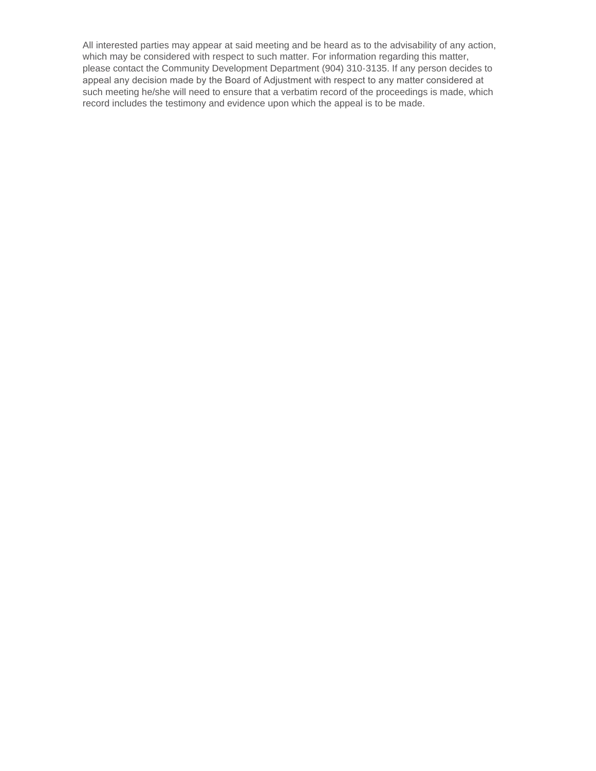All interested parties may appear at said meeting and be heard as to the advisability of any action, which may be considered with respect to such matter. For information regarding this matter, please contact the Community Development Department (904) 310-3135. If any person decides to appeal any decision made by the Board of Adjustment with respect to any matter considered at such meeting he/she will need to ensure that a verbatim record of the proceedings is made, which record includes the testimony and evidence upon which the appeal is to be made.